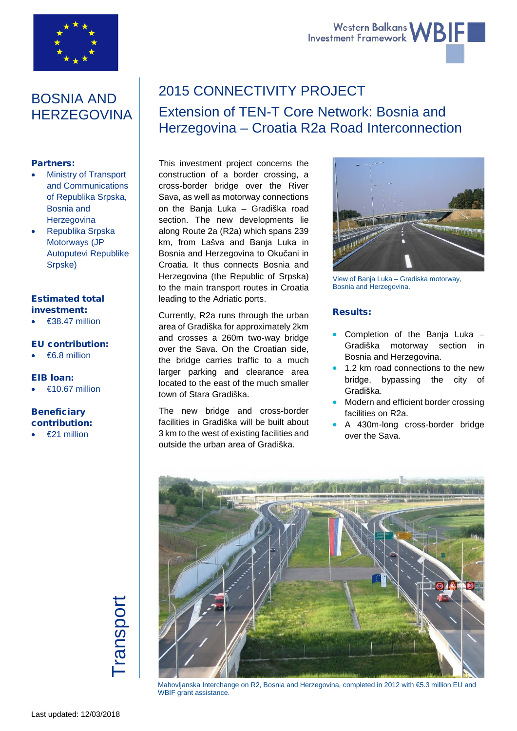# BOSNIA AND HERZEGOVINA

**Partners:**

- Ministry of Transport and Communications of Republika Srpska, Bosnia and Herzegovina
- Republika Srpska Motorways (JP Autoputevi Republike Srpske)

**Estimated total investment:**

- €38.47 million

**EU contribution:**

- €6.8 million

**EIB loan:**

- €10.67 million

**Beneficiary contribution:**

- €21 million

Transport

# 2015 CONNECTIVITY PROJECT

## Extension of TEN-T Core Network: Bosnia and Herzegovina – Croatia R2a Road Interconnection

This investment project concerns the construction of a border crossing, a cross-border bridge over the River Sava, as well as motorway connections on the Banja Luka – Gradiška road section. The new developments lie along Route 2a (R2a) which spans 239 km, from Lašva and Banja Luka in Bosnia and Herzegovina to Okučani in Croatia. It thus connects Bosnia and Herzegovina (the Republic of Srpska) to the main transport routes in Croatia leading to the Adriatic ports.

Currently, R2a runs through the urban area of Gradiška for approximately 2km and crosses a 260m two-way bridge over the Sava. On the Croatian side, the bridge carries traffic to a much larger parking and clearance area located to the east of the much smaller town of Stara Gradiška.

The new bridge and cross-border facilities in Gradiška will be built about 3 km to the west of existing facilities and outside the urban area of Gradiška.

View of Banja Luka – Gradiska motorway, Bosnia and Herzegovina.

**Results:**

- Completion of the Banja Luka – Gradiška motorway section in Bosnia and Herzegovina.
- 1.2 km road connections to the new bridge, bypassing the city of Gradiška.
- Modern and efficient border crossing facilities on R2a.
- A 430m-long cross-border bridge over the Sava.

Mahovljanska Interchange on R2, Bosnia and Herzegovina, completed in 2012 with €5.3 million EU and WBIF grant assistance.

Last updated: 12/03/2018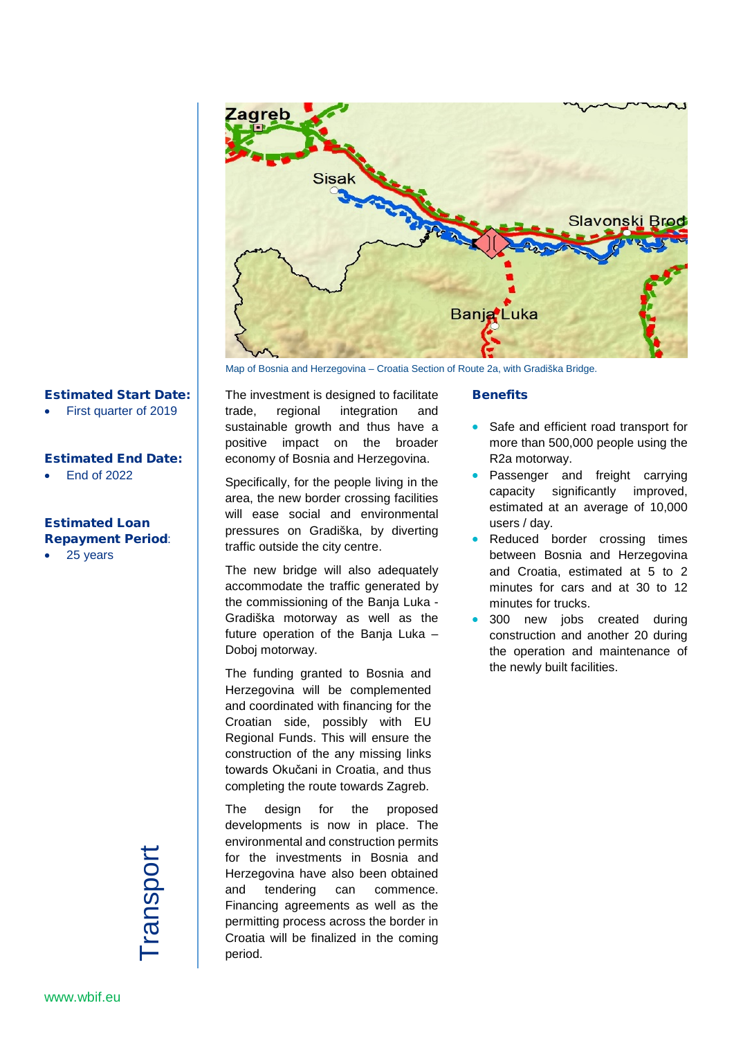Map of Bosnia and Herzegovina – Croatia Section of Route 2a, with Gradiška Bridge.

**Estimated Start Date:**
- First quarter of 2019

**Estimated End Date:**
- End of 2022

**Estimated Loan Repayment Period:**
- 25 years

The investment is designed to facilitate trade, regional integration and sustainable growth and thus have a positive impact on the broader economy of Bosnia and Herzegovina.

Specifically, for the people living in the area, the new border crossing facilities will ease social and environmental pressures on Gradiška, by diverting traffic outside the city centre.

The new bridge will also adequately accommodate the traffic generated by the commissioning of the Banja Luka - Gradiška motorway as well as the future operation of the Banja Luka – Doboj motorway.

The funding granted to Bosnia and Herzegovina will be complemented and coordinated with financing for the Croatian side, possibly with EU Regional Funds. This will ensure the construction of the any missing links towards Okučani in Croatia, and thus completing the route towards Zagreb.

The design for the proposed developments is now in place. The environmental and construction permits for the investments in Bosnia and Herzegovina have also been obtained and tendering can commence. Financing agreements as well as the permitting process across the border in Croatia will be finalized in the coming period.

## Benefits

- Safe and efficient road transport for more than 500,000 people using the R2a motorway.
- Passenger and freight carrying capacity significantly improved, estimated at an average of 10,000 users / day.
- Reduced border crossing times between Bosnia and Herzegovina and Croatia, estimated at 5 to 2 minutes for cars and at 30 to 12 minutes for trucks.
- 300 new jobs created during construction and another 20 during the operation and maintenance of the newly built facilities.

Transport

www.wbif.eu